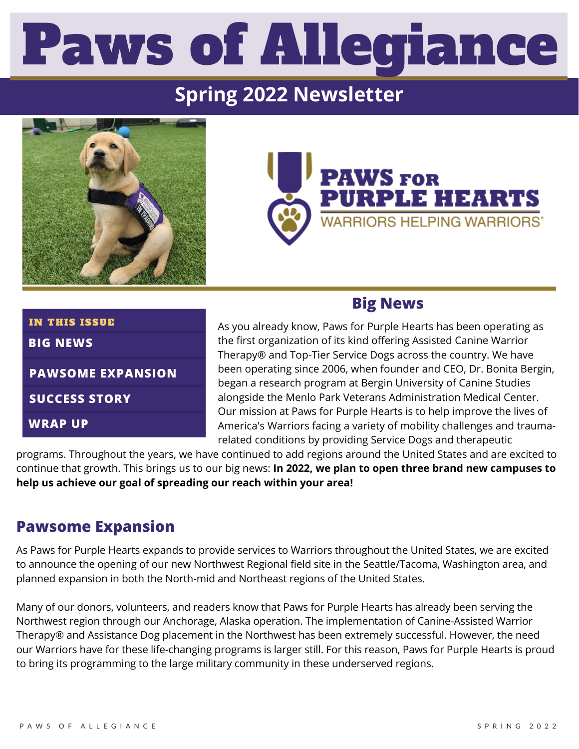# Paws of Allegiance

## Spring 2022 Newsletter

PAWS FOR PURPLE HEARTS

WARRIORS HELPING WARRIORS®

**IN THIS ISSUE**

- BIG NEWS
- PAWSOME EXPANSION
- SUCCESS STORY
- WRAP UP

## Big News

As you already know, Paws for Purple Hearts has been operating as the first organization of its kind offering Assisted Canine Warrior Therapy® and Top-Tier Service Dogs across the country. We have been operating since 2006, when founder and CEO, Dr. Bonita Bergin, began a research program at Bergin University of Canine Studies alongside the Menlo Park Veterans Administration Medical Center. Our mission at Paws for Purple Hearts is to help improve the lives of America's Warriors facing a variety of mobility challenges and trauma-related conditions by providing Service Dogs and therapeutic programs. Throughout the years, we have continued to add regions around the United States and are excited to continue that growth. This brings us to our big news: **In 2022, we plan to open three brand new campuses to help us achieve our goal of spreading our reach within your area!**

## Pawsome Expansion

As Paws for Purple Hearts expands to provide services to Warriors throughout the United States, we are excited to announce the opening of our new Northwest Regional field site in the Seattle/Tacoma, Washington area, and planned expansion in both the North-mid and Northeast regions of the United States.

Many of our donors, volunteers, and readers know that Paws for Purple Hearts has already been serving the Northwest region through our Anchorage, Alaska operation. The implementation of Canine-Assisted Warrior Therapy® and Assistance Dog placement in the Northwest has been extremely successful. However, the need our Warriors have for these life-changing programs is larger still. For this reason, Paws for Purple Hearts is proud to bring its programming to the large military community in these underserved regions.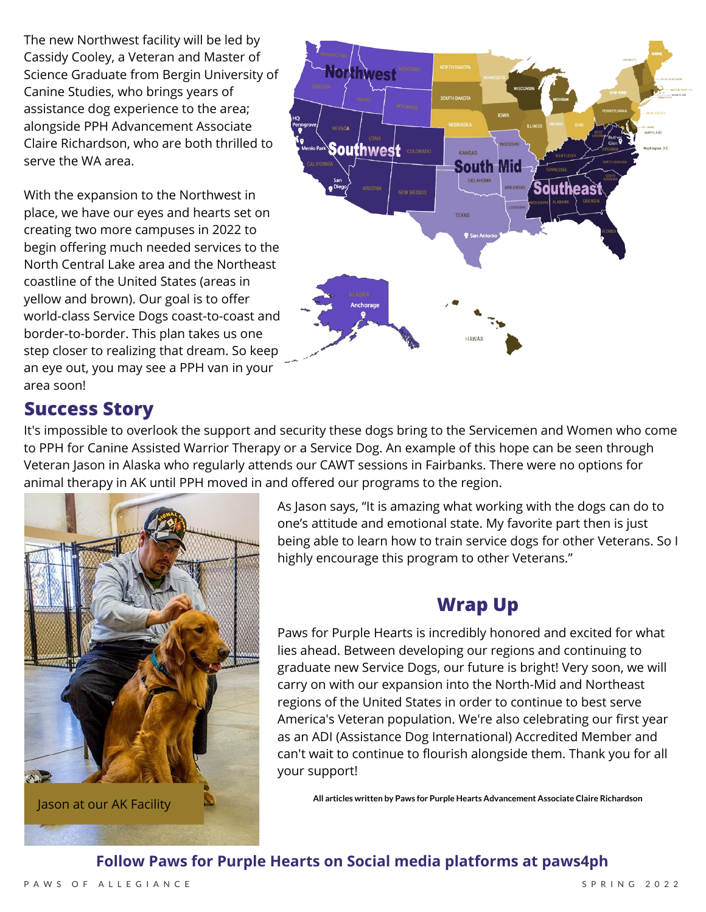The new Northwest facility will be led by Cassidy Cooley, a Veteran and Master of Science Graduate from Bergin University of Canine Studies, who brings years of assistance dog experience to the area; alongside PPH Advancement Associate Claire Richardson, who are both thrilled to serve the WA area.

With the expansion to the Northwest in place, we have our eyes and hearts set on creating two more campuses in 2022 to begin offering much needed services to the North Central Lake area and the Northeast coastline of the United States (areas in yellow and brown). Our goal is to offer world-class Service Dogs coast-to-coast and border-to-border. This plan takes us one step closer to realizing that dream. So keep an eye out, you may see a PPH van in your area soon!

Northwest

Southwest

South Mid

Southeast

HQ Penngrove

Menlo Park

San Diego

San Antonio

Ruther Glen

Anchorage

## Success Story

It's impossible to overlook the support and security these dogs bring to the Servicemen and Women who come to PPH for Canine Assisted Warrior Therapy or a Service Dog. An example of this hope can be seen through Veteran Jason in Alaska who regularly attends our CAWT sessions in Fairbanks. There were no options for animal therapy in AK until PPH moved in and offered our programs to the region.

Jason at our AK Facility

As Jason says, "It is amazing what working with the dogs can do to one's attitude and emotional state. My favorite part then is just being able to learn how to train service dogs for other Veterans. So I highly encourage this program to other Veterans."

## Wrap Up

Paws for Purple Hearts is incredibly honored and excited for what lies ahead. Between developing our regions and continuing to graduate new Service Dogs, our future is bright! Very soon, we will carry on with our expansion into the North-Mid and Northeast regions of the United States in order to continue to best serve America's Veteran population. We're also celebrating our first year as an ADI (Assistance Dog International) Accredited Member and can't wait to continue to flourish alongside them. Thank you for all your support!

**All articles written by Paws for Purple Hearts Advancement Associate Claire Richardson**

**Follow Paws for Purple Hearts on Social media platforms at paws4ph**